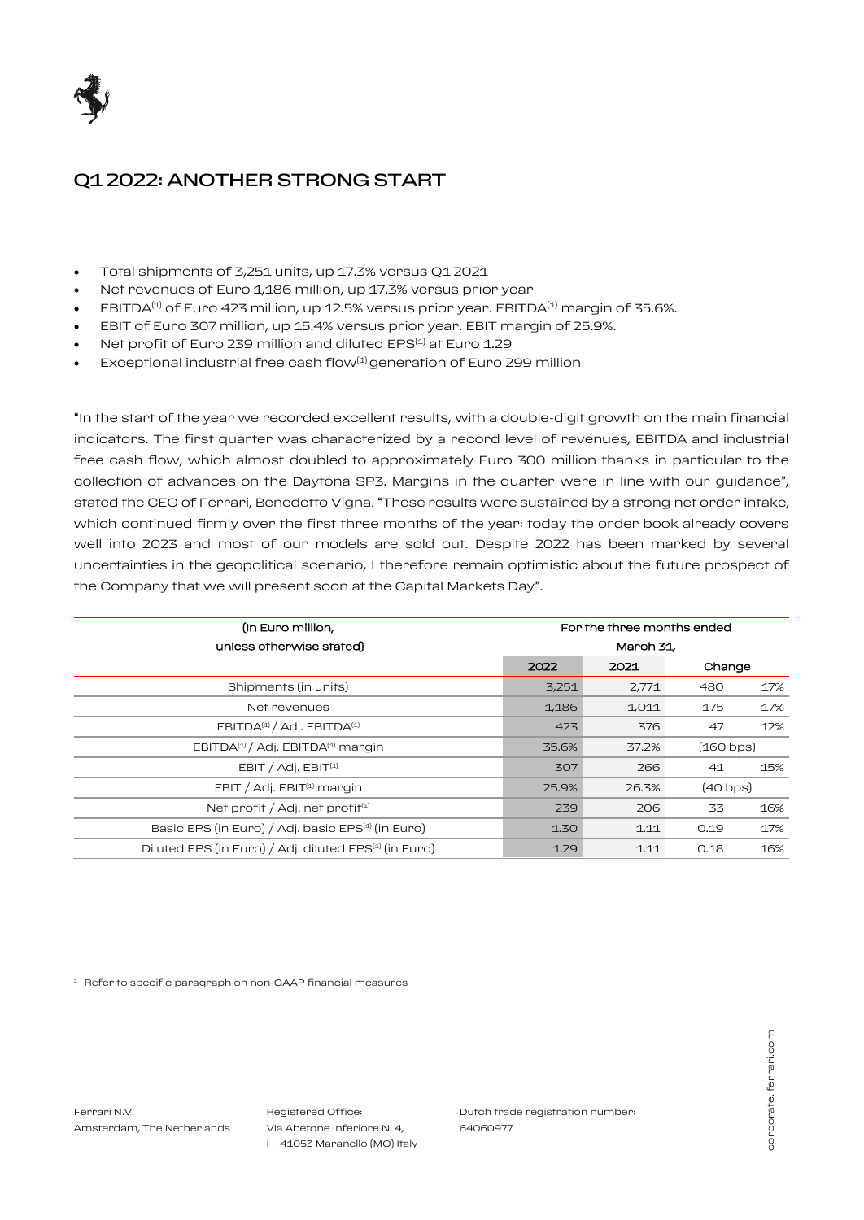# Q1 2022: ANOTHER STRONG START

- Total shipments of 3,251 units, up 17.3% versus Q1 2021
- Net revenues of Euro 1,186 million, up 17.3% versus prior year
- EBITDA[1] of Euro 423 million, up 12.5% versus prior year. EBITDA[1] margin of 35.6%.
- EBIT of Euro 307 million, up 15.4% versus prior year. EBIT margin of 25.9%.
- Net profit of Euro 239 million and diluted EPS[1] at Euro 1.29
- Exceptional industrial free cash flow[1] generation of Euro 299 million

"In the start of the year we recorded excellent results, with a double-digit growth on the main financial indicators. The first quarter was characterized by a record level of revenues, EBITDA and industrial free cash flow, which almost doubled to approximately Euro 300 million thanks in particular to the collection of advances on the Daytona SP3. Margins in the quarter were in line with our guidance", stated the CEO of Ferrari, Benedetto Vigna. "These results were sustained by a strong net order intake, which continued firmly over the first three months of the year: today the order book already covers well into 2023 and most of our models are sold out. Despite 2022 has been marked by several uncertainties in the geopolitical scenario, I therefore remain optimistic about the future prospect of the Company that we will present soon at the Capital Markets Day".

| (In Euro million, unless otherwise stated) | For the three months ended March 31, | | | |
|---|---|---|---|---|
| | 2022 | 2021 | Change | |
| Shipments (in units) | 3,251 | 2,771 | 480 | 17% |
| Net revenues | 1,186 | 1,011 | 175 | 17% |
| EBITDA[1] / Adj. EBITDA[1] | 423 | 376 | 47 | 12% |
| EBITDA[1] / Adj. EBITDA[1] margin | 35.6% | 37.2% | (160 bps) | |
| EBIT / Adj. EBIT[1] | 307 | 266 | 41 | 15% |
| EBIT / Adj. EBIT[1] margin | 25.9% | 26.3% | (40 bps) | |
| Net profit / Adj. net profit[1] | 239 | 206 | 33 | 16% |
| Basic EPS (in Euro) / Adj. basic EPS[1] (in Euro) | 1.30 | 1.11 | 0.19 | 17% |
| Diluted EPS (in Euro) / Adj. diluted EPS[1] (in Euro) | 1.29 | 1.11 | 0.18 | 16% |

[1] Refer to specific paragraph on non-GAAP financial measures

Ferrari N.V.
Amsterdam, The Netherlands

Registered Office:
Via Abetone Inferiore N. 4,
I – 41053 Maranello (MO) Italy

Dutch trade registration number:
64060977

corporate.ferrari.com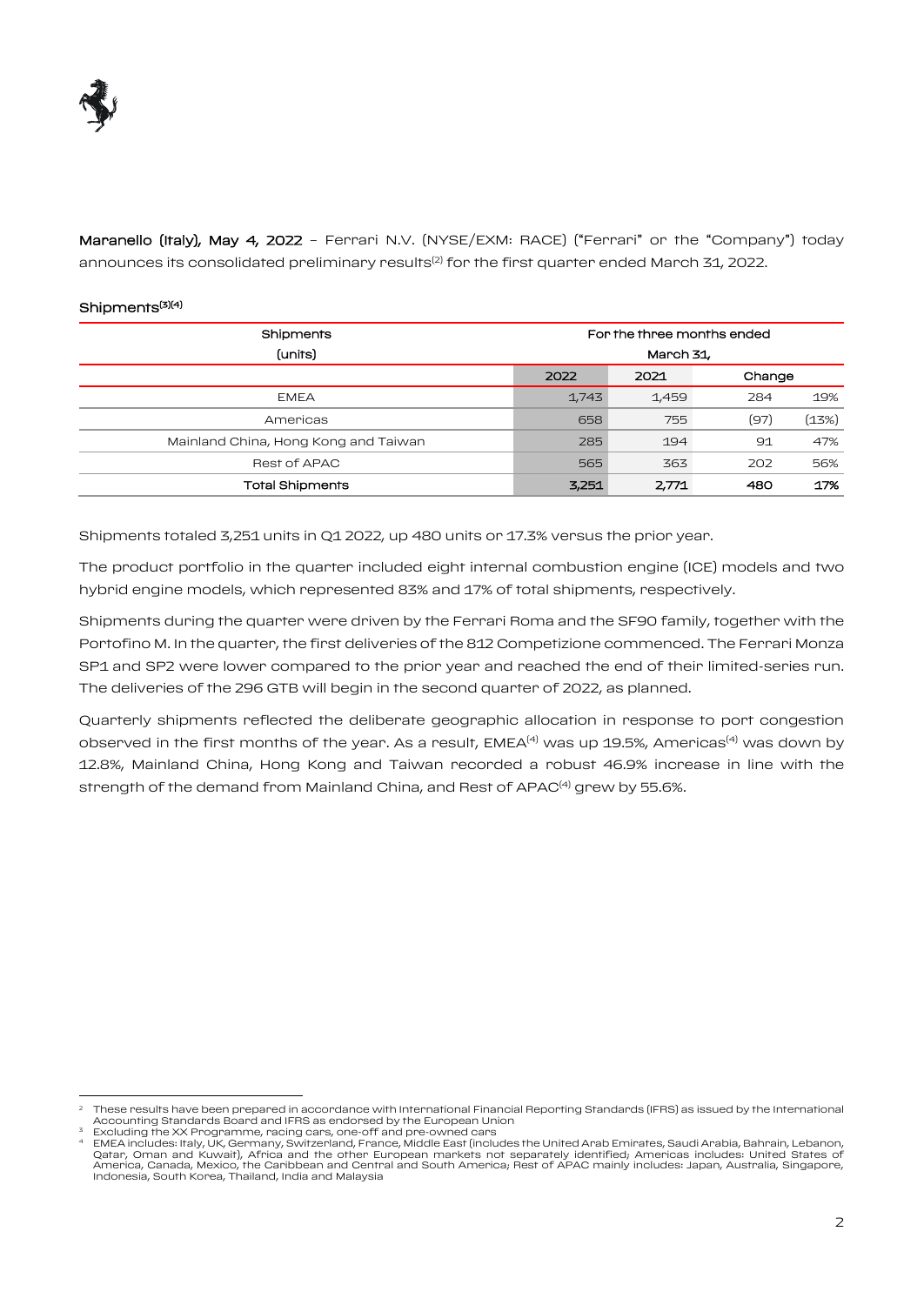**Maranello (Italy), May 4, 2022** – Ferrari N.V. (NYSE/EXM: RACE) ("Ferrari" or the "Company") today announces its consolidated preliminary results[2] for the first quarter ended March 31, 2022.

## Shipments[3][4]

| Shipments (units) | For the three months ended March 31, | | | |
|---|---|---|---|---|
| | 2022 | 2021 | Change | |
| EMEA | 1,743 | 1,459 | 284 | 19% |
| Americas | 658 | 755 | (97) | (13%) |
| Mainland China, Hong Kong and Taiwan | 285 | 194 | 91 | 47% |
| Rest of APAC | 565 | 363 | 202 | 56% |
| **Total Shipments** | **3,251** | **2,771** | **480** | **17%** |

Shipments totaled 3,251 units in Q1 2022, up 480 units or 17.3% versus the prior year.

The product portfolio in the quarter included eight internal combustion engine (ICE) models and two hybrid engine models, which represented 83% and 17% of total shipments, respectively.

Shipments during the quarter were driven by the Ferrari Roma and the SF90 family, together with the Portofino M. In the quarter, the first deliveries of the 812 Competizione commenced. The Ferrari Monza SP1 and SP2 were lower compared to the prior year and reached the end of their limited-series run. The deliveries of the 296 GTB will begin in the second quarter of 2022, as planned.

Quarterly shipments reflected the deliberate geographic allocation in response to port congestion observed in the first months of the year. As a result, EMEA[4] was up 19.5%, Americas[4] was down by 12.8%, Mainland China, Hong Kong and Taiwan recorded a robust 46.9% increase in line with the strength of the demand from Mainland China, and Rest of APAC[4] grew by 55.6%.

---

[2] These results have been prepared in accordance with International Financial Reporting Standards (IFRS) as issued by the International Accounting Standards Board and IFRS as endorsed by the European Union

[3] Excluding the XX Programme, racing cars, one-off and pre-owned cars

[4] EMEA includes: Italy, UK, Germany, Switzerland, France, Middle East (includes the United Arab Emirates, Saudi Arabia, Bahrain, Lebanon, Qatar, Oman and Kuwait), Africa and the other European markets not separately identified; Americas includes: United States of America, Canada, Mexico, the Caribbean and Central and South America; Rest of APAC mainly includes: Japan, Australia, Singapore, Indonesia, South Korea, Thailand, India and Malaysia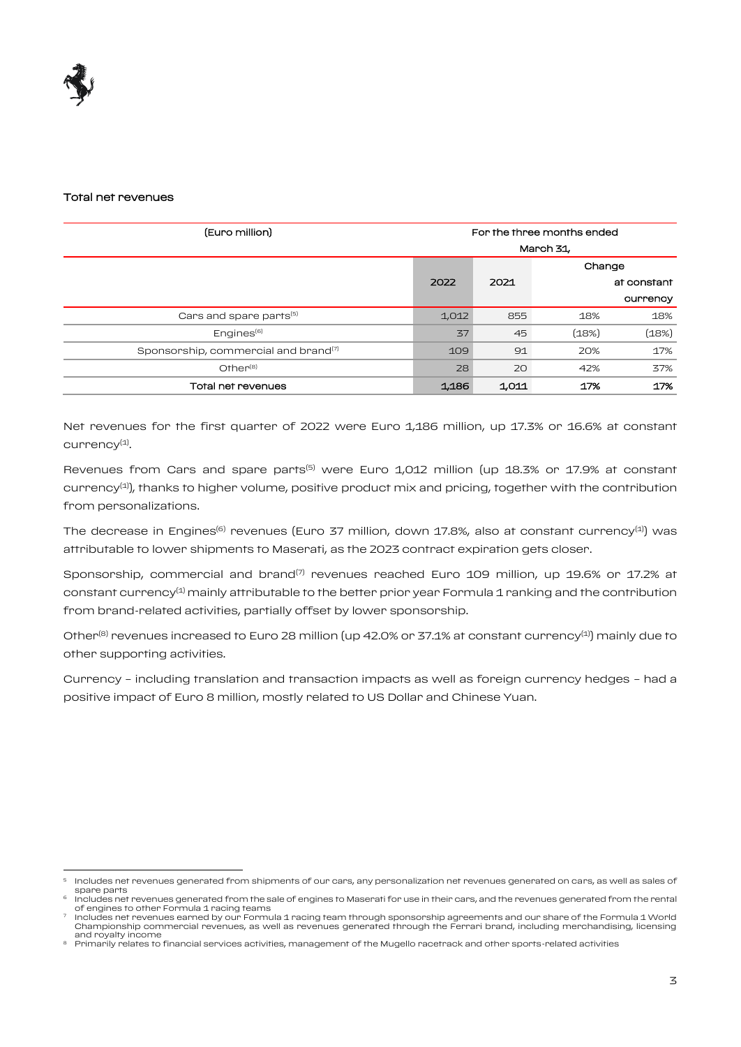## Total net revenues

| (Euro million) | For the three months ended March 31, | | | |
|---|---|---|---|---|
| | 2022 | 2021 | Change | at constant currency |
| Cars and spare parts[5] | 1,012 | 855 | 18% | 18% |
| Engines[6] | 37 | 45 | (18%) | (18%) |
| Sponsorship, commercial and brand[7] | 109 | 91 | 20% | 17% |
| Other[8] | 28 | 20 | 42% | 37% |
| **Total net revenues** | **1,186** | **1,011** | **17%** | **17%** |

Net revenues for the first quarter of 2022 were Euro 1,186 million, up 17.3% or 16.6% at constant currency[1].

Revenues from Cars and spare parts[5] were Euro 1,012 million (up 18.3% or 17.9% at constant currency[1]), thanks to higher volume, positive product mix and pricing, together with the contribution from personalizations.

The decrease in Engines[6] revenues (Euro 37 million, down 17.8%, also at constant currency[1]) was attributable to lower shipments to Maserati, as the 2023 contract expiration gets closer.

Sponsorship, commercial and brand[7] revenues reached Euro 109 million, up 19.6% or 17.2% at constant currency[1] mainly attributable to the better prior year Formula 1 ranking and the contribution from brand-related activities, partially offset by lower sponsorship.

Other[8] revenues increased to Euro 28 million (up 42.0% or 37.1% at constant currency[1]) mainly due to other supporting activities.

Currency – including translation and transaction impacts as well as foreign currency hedges – had a positive impact of Euro 8 million, mostly related to US Dollar and Chinese Yuan.

---

[5] Includes net revenues generated from shipments of our cars, any personalization net revenues generated on cars, as well as sales of spare parts

[6] Includes net revenues generated from the sale of engines to Maserati for use in their cars, and the revenues generated from the rental of engines to other Formula 1 racing teams

[7] Includes net revenues earned by our Formula 1 racing team through sponsorship agreements and our share of the Formula 1 World Championship commercial revenues, as well as revenues generated through the Ferrari brand, including merchandising, licensing and royalty income

[8] Primarily relates to financial services activities, management of the Mugello racetrack and other sports-related activities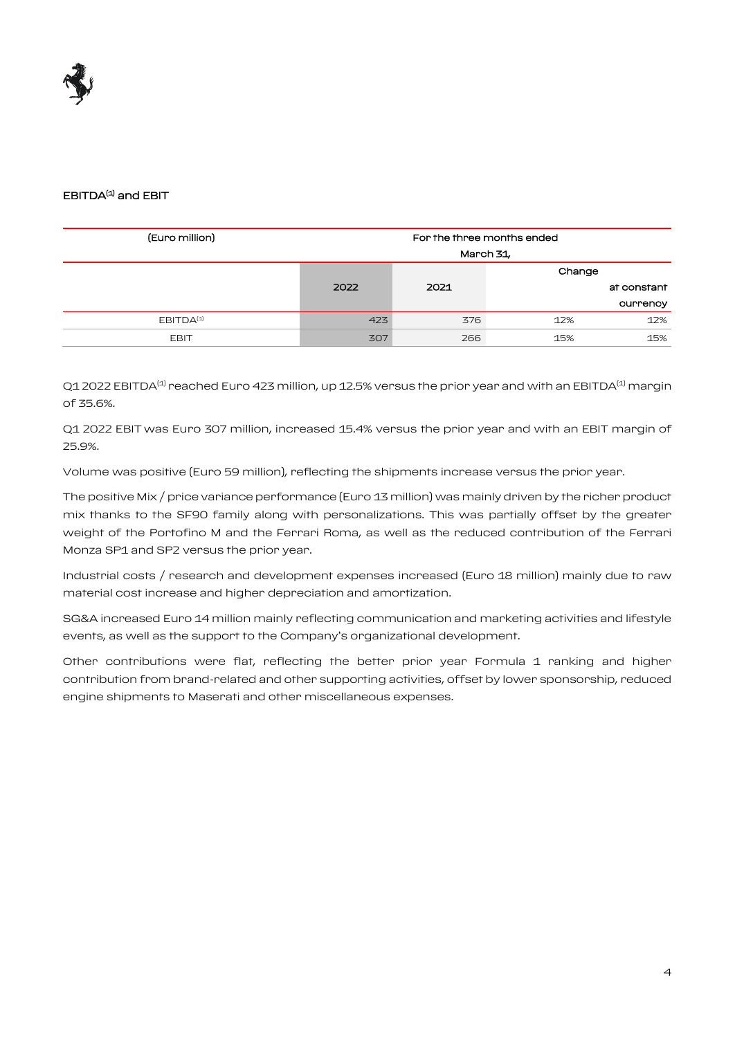## EBITDA[1] and EBIT

| (Euro million) | For the three months ended March 31, | | | |
|---|---|---|---|---|
| | 2022 | 2021 | Change | at constant currency |
| EBITDA[1] | 423 | 376 | 12% | 12% |
| EBIT | 307 | 266 | 15% | 15% |

Q1 2022 EBITDA[1] reached Euro 423 million, up 12.5% versus the prior year and with an EBITDA[1] margin of 35.6%.

Q1 2022 EBIT was Euro 307 million, increased 15.4% versus the prior year and with an EBIT margin of 25.9%.

Volume was positive (Euro 59 million), reflecting the shipments increase versus the prior year.

The positive Mix / price variance performance (Euro 13 million) was mainly driven by the richer product mix thanks to the SF90 family along with personalizations. This was partially offset by the greater weight of the Portofino M and the Ferrari Roma, as well as the reduced contribution of the Ferrari Monza SP1 and SP2 versus the prior year.

Industrial costs / research and development expenses increased (Euro 18 million) mainly due to raw material cost increase and higher depreciation and amortization.

SG&A increased Euro 14 million mainly reflecting communication and marketing activities and lifestyle events, as well as the support to the Company's organizational development.

Other contributions were flat, reflecting the better prior year Formula 1 ranking and higher contribution from brand-related and other supporting activities, offset by lower sponsorship, reduced engine shipments to Maserati and other miscellaneous expenses.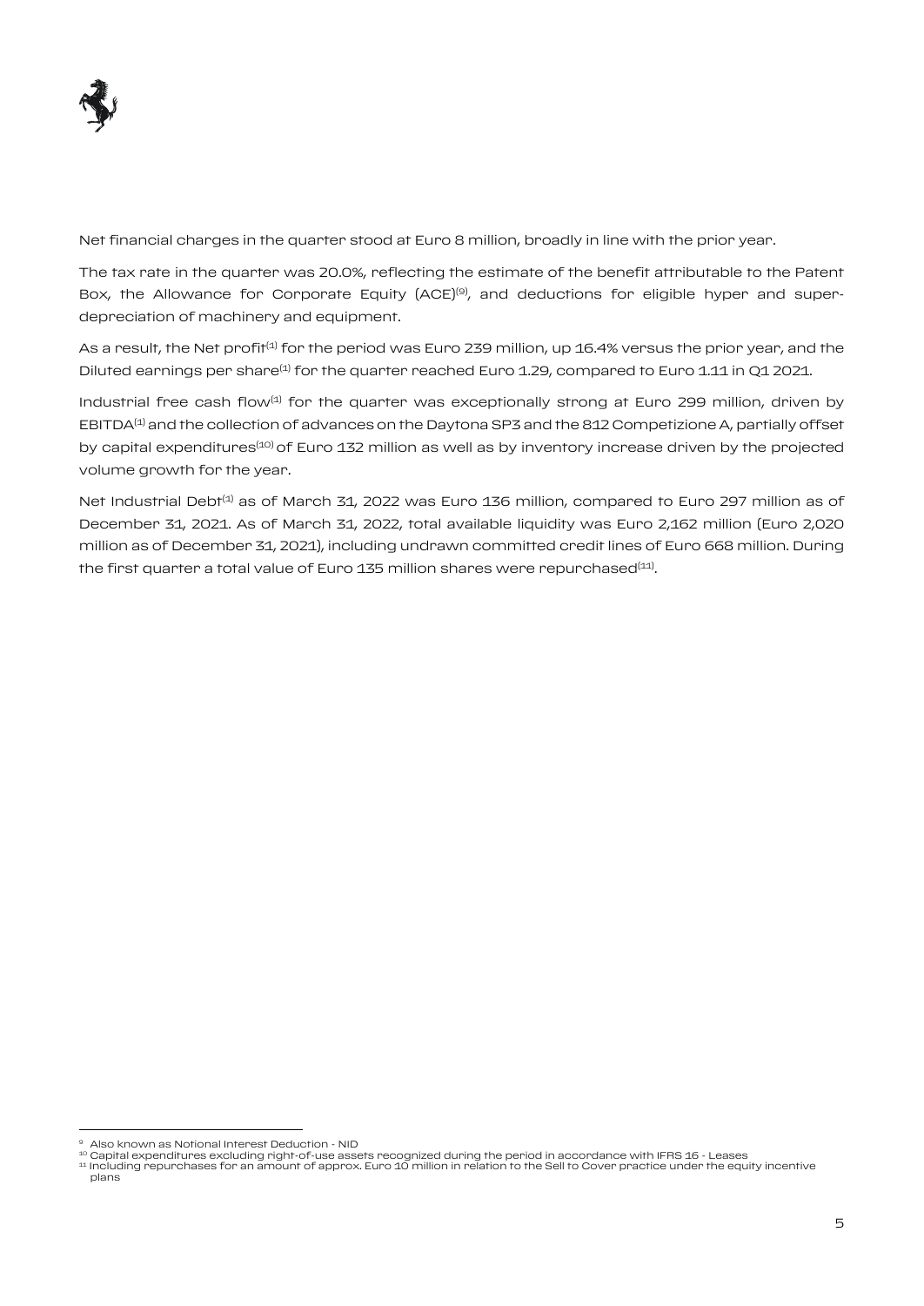Net financial charges in the quarter stood at Euro 8 million, broadly in line with the prior year.

The tax rate in the quarter was 20.0%, reflecting the estimate of the benefit attributable to the Patent Box, the Allowance for Corporate Equity (ACE)[9], and deductions for eligible hyper and super-depreciation of machinery and equipment.

As a result, the Net profit[1] for the period was Euro 239 million, up 16.4% versus the prior year, and the Diluted earnings per share[1] for the quarter reached Euro 1.29, compared to Euro 1.11 in Q1 2021.

Industrial free cash flow[1] for the quarter was exceptionally strong at Euro 299 million, driven by EBITDA[1] and the collection of advances on the Daytona SP3 and the 812 Competizione A, partially offset by capital expenditures[10] of Euro 132 million as well as by inventory increase driven by the projected volume growth for the year.

Net Industrial Debt[1] as of March 31, 2022 was Euro 136 million, compared to Euro 297 million as of December 31, 2021. As of March 31, 2022, total available liquidity was Euro 2,162 million (Euro 2,020 million as of December 31, 2021), including undrawn committed credit lines of Euro 668 million. During the first quarter a total value of Euro 135 million shares were repurchased[11].

---

[9] Also known as Notional Interest Deduction - NID

[10] Capital expenditures excluding right-of-use assets recognized during the period in accordance with IFRS 16 - Leases

[11] Including repurchases for an amount of approx. Euro 10 million in relation to the Sell to Cover practice under the equity incentive plans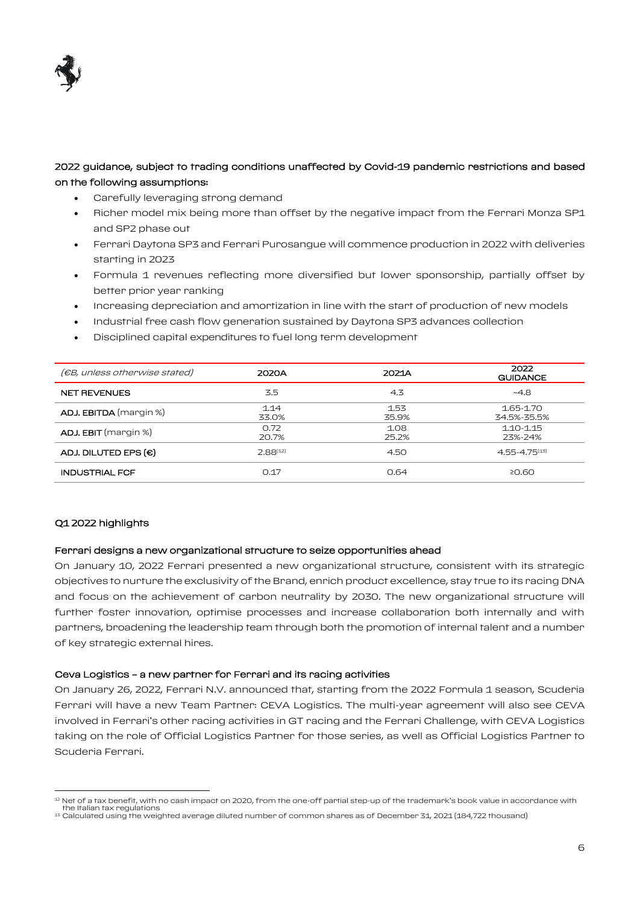**2022 guidance, subject to trading conditions unaffected by Covid-19 pandemic restrictions and based on the following assumptions:**

- Carefully leveraging strong demand
- Richer model mix being more than offset by the negative impact from the Ferrari Monza SP1 and SP2 phase out
- Ferrari Daytona SP3 and Ferrari Purosangue will commence production in 2022 with deliveries starting in 2023
- Formula 1 revenues reflecting more diversified but lower sponsorship, partially offset by better prior year ranking
- Increasing depreciation and amortization in line with the start of production of new models
- Industrial free cash flow generation sustained by Daytona SP3 advances collection
- Disciplined capital expenditures to fuel long term development

| *(€B, unless otherwise stated)* | 2020A | 2021A | 2022 GUIDANCE |
|---|---|---|---|
| NET REVENUES | 3.5 | 4.3 | ~4.8 |
| **ADJ. EBITDA** (margin %) | 1.14<br>33.0% | 1.53<br>35.9% | 1.65-1.70<br>34.5%-35.5% |
| **ADJ. EBIT** (margin %) | 0.72<br>20.7% | 1.08<br>25.2% | 1.10-1.15<br>23%-24% |
| **ADJ. DILUTED EPS (€)** | 2.88[12] | 4.50 | 4.55-4.75[13] |
| **INDUSTRIAL FCF** | 0.17 | 0.64 | ≥0.60 |

## Q1 2022 highlights

### Ferrari designs a new organizational structure to seize opportunities ahead

On January 10, 2022 Ferrari presented a new organizational structure, consistent with its strategic objectives to nurture the exclusivity of the Brand, enrich product excellence, stay true to its racing DNA and focus on the achievement of carbon neutrality by 2030. The new organizational structure will further foster innovation, optimise processes and increase collaboration both internally and with partners, broadening the leadership team through both the promotion of internal talent and a number of key strategic external hires.

### Ceva Logistics – a new partner for Ferrari and its racing activities

On January 26, 2022, Ferrari N.V. announced that, starting from the 2022 Formula 1 season, Scuderia Ferrari will have a new Team Partner: CEVA Logistics. The multi-year agreement will also see CEVA involved in Ferrari's other racing activities in GT racing and the Ferrari Challenge, with CEVA Logistics taking on the role of Official Logistics Partner for those series, as well as Official Logistics Partner to Scuderia Ferrari.

---

[12] Net of a tax benefit, with no cash impact on 2020, from the one-off partial step-up of the trademark's book value in accordance with the Italian tax regulations

[13] Calculated using the weighted average diluted number of common shares as of December 31, 2021 (184,722 thousand)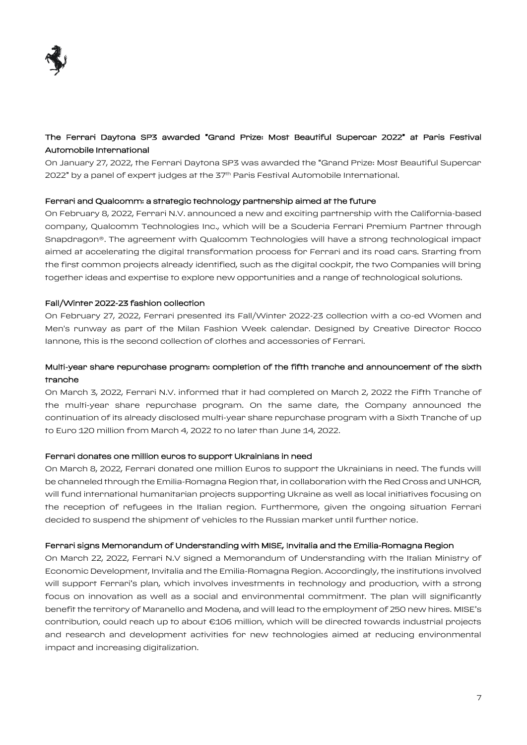### The Ferrari Daytona SP3 awarded "Grand Prize: Most Beautiful Supercar 2022" at Paris Festival Automobile International

On January 27, 2022, the Ferrari Daytona SP3 was awarded the "Grand Prize: Most Beautiful Supercar 2022" by a panel of expert judges at the 37th Paris Festival Automobile International.

### Ferrari and Qualcomm: a strategic technology partnership aimed at the future

On February 8, 2022, Ferrari N.V. announced a new and exciting partnership with the California-based company, Qualcomm Technologies Inc., which will be a Scuderia Ferrari Premium Partner through Snapdragon®. The agreement with Qualcomm Technologies will have a strong technological impact aimed at accelerating the digital transformation process for Ferrari and its road cars. Starting from the first common projects already identified, such as the digital cockpit, the two Companies will bring together ideas and expertise to explore new opportunities and a range of technological solutions.

### Fall/Winter 2022-23 fashion collection

On February 27, 2022, Ferrari presented its Fall/Winter 2022-23 collection with a co-ed Women and Men's runway as part of the Milan Fashion Week calendar. Designed by Creative Director Rocco Iannone, this is the second collection of clothes and accessories of Ferrari.

### Multi-year share repurchase program: completion of the fifth tranche and announcement of the sixth tranche

On March 3, 2022, Ferrari N.V. informed that it had completed on March 2, 2022 the Fifth Tranche of the multi-year share repurchase program. On the same date, the Company announced the continuation of its already disclosed multi-year share repurchase program with a Sixth Tranche of up to Euro 120 million from March 4, 2022 to no later than June 14, 2022.

### Ferrari donates one million euros to support Ukrainians in need

On March 8, 2022, Ferrari donated one million Euros to support the Ukrainians in need. The funds will be channeled through the Emilia-Romagna Region that, in collaboration with the Red Cross and UNHCR, will fund international humanitarian projects supporting Ukraine as well as local initiatives focusing on the reception of refugees in the Italian region. Furthermore, given the ongoing situation Ferrari decided to suspend the shipment of vehicles to the Russian market until further notice.

### Ferrari signs Memorandum of Understanding with MISE, Invitalia and the Emilia-Romagna Region

On March 22, 2022, Ferrari N.V signed a Memorandum of Understanding with the Italian Ministry of Economic Development, Invitalia and the Emilia-Romagna Region. Accordingly, the institutions involved will support Ferrari's plan, which involves investments in technology and production, with a strong focus on innovation as well as a social and environmental commitment. The plan will significantly benefit the territory of Maranello and Modena, and will lead to the employment of 250 new hires. MISE's contribution, could reach up to about €106 million, which will be directed towards industrial projects and research and development activities for new technologies aimed at reducing environmental impact and increasing digitalization.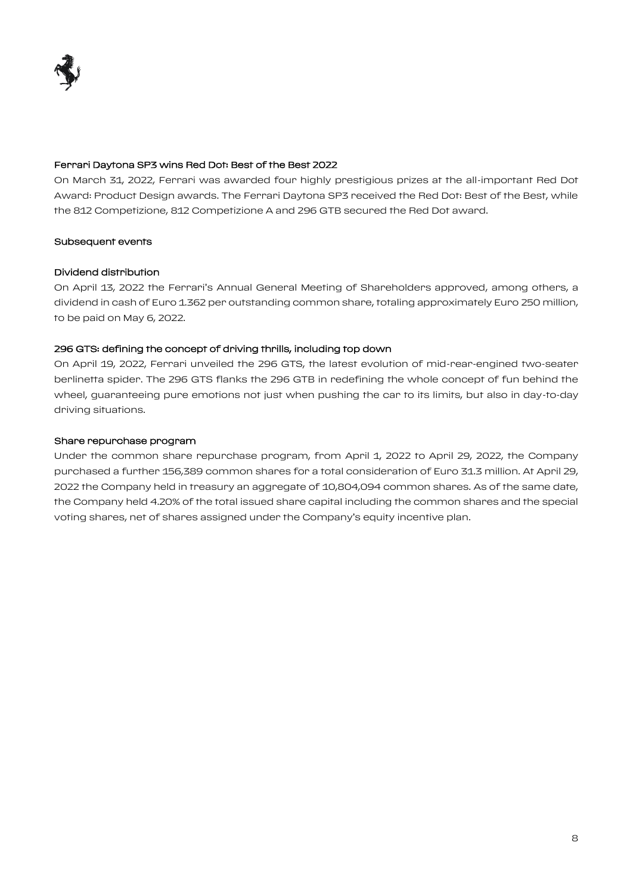### Ferrari Daytona SP3 wins Red Dot: Best of the Best 2022

On March 31, 2022, Ferrari was awarded four highly prestigious prizes at the all-important Red Dot Award: Product Design awards. The Ferrari Daytona SP3 received the Red Dot: Best of the Best, while the 812 Competizione, 812 Competizione A and 296 GTB secured the Red Dot award.

## Subsequent events

### Dividend distribution

On April 13, 2022 the Ferrari's Annual General Meeting of Shareholders approved, among others, a dividend in cash of Euro 1.362 per outstanding common share, totaling approximately Euro 250 million, to be paid on May 6, 2022.

### 296 GTS: defining the concept of driving thrills, including top down

On April 19, 2022, Ferrari unveiled the 296 GTS, the latest evolution of mid-rear-engined two-seater berlinetta spider. The 296 GTS flanks the 296 GTB in redefining the whole concept of fun behind the wheel, guaranteeing pure emotions not just when pushing the car to its limits, but also in day-to-day driving situations.

### Share repurchase program

Under the common share repurchase program, from April 1, 2022 to April 29, 2022, the Company purchased a further 156,389 common shares for a total consideration of Euro 31.3 million. At April 29, 2022 the Company held in treasury an aggregate of 10,804,094 common shares. As of the same date, the Company held 4.20% of the total issued share capital including the common shares and the special voting shares, net of shares assigned under the Company's equity incentive plan.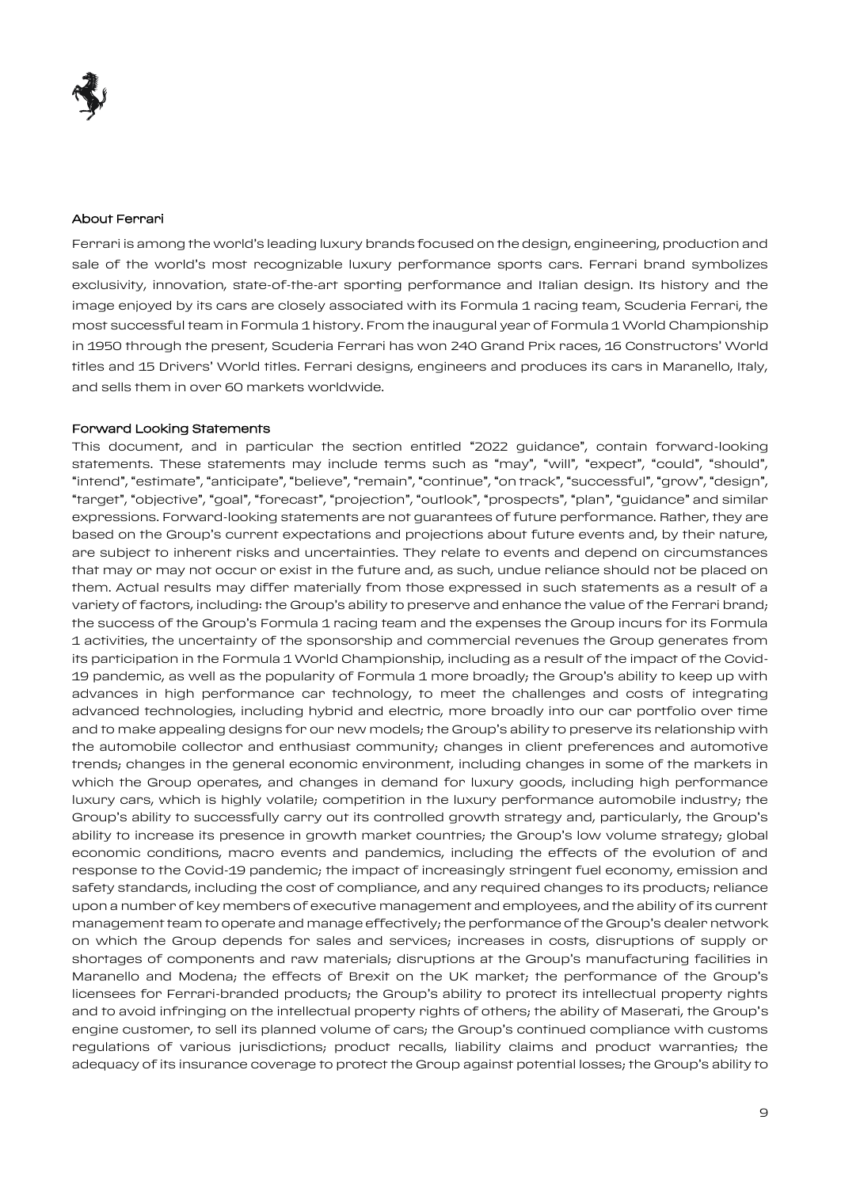## About Ferrari

Ferrari is among the world's leading luxury brands focused on the design, engineering, production and sale of the world's most recognizable luxury performance sports cars. Ferrari brand symbolizes exclusivity, innovation, state-of-the-art sporting performance and Italian design. Its history and the image enjoyed by its cars are closely associated with its Formula 1 racing team, Scuderia Ferrari, the most successful team in Formula 1 history. From the inaugural year of Formula 1 World Championship in 1950 through the present, Scuderia Ferrari has won 240 Grand Prix races, 16 Constructors' World titles and 15 Drivers' World titles. Ferrari designs, engineers and produces its cars in Maranello, Italy, and sells them in over 60 markets worldwide.

## Forward Looking Statements

This document, and in particular the section entitled "2022 guidance", contain forward-looking statements. These statements may include terms such as "may", "will", "expect", "could", "should", "intend", "estimate", "anticipate", "believe", "remain", "continue", "on track", "successful", "grow", "design", "target", "objective", "goal", "forecast", "projection", "outlook", "prospects", "plan", "guidance" and similar expressions. Forward-looking statements are not guarantees of future performance. Rather, they are based on the Group's current expectations and projections about future events and, by their nature, are subject to inherent risks and uncertainties. They relate to events and depend on circumstances that may or may not occur or exist in the future and, as such, undue reliance should not be placed on them. Actual results may differ materially from those expressed in such statements as a result of a variety of factors, including: the Group's ability to preserve and enhance the value of the Ferrari brand; the success of the Group's Formula 1 racing team and the expenses the Group incurs for its Formula 1 activities, the uncertainty of the sponsorship and commercial revenues the Group generates from its participation in the Formula 1 World Championship, including as a result of the impact of the Covid-19 pandemic, as well as the popularity of Formula 1 more broadly; the Group's ability to keep up with advances in high performance car technology, to meet the challenges and costs of integrating advanced technologies, including hybrid and electric, more broadly into our car portfolio over time and to make appealing designs for our new models; the Group's ability to preserve its relationship with the automobile collector and enthusiast community; changes in client preferences and automotive trends; changes in the general economic environment, including changes in some of the markets in which the Group operates, and changes in demand for luxury goods, including high performance luxury cars, which is highly volatile; competition in the luxury performance automobile industry; the Group's ability to successfully carry out its controlled growth strategy and, particularly, the Group's ability to increase its presence in growth market countries; the Group's low volume strategy; global economic conditions, macro events and pandemics, including the effects of the evolution of and response to the Covid-19 pandemic; the impact of increasingly stringent fuel economy, emission and safety standards, including the cost of compliance, and any required changes to its products; reliance upon a number of key members of executive management and employees, and the ability of its current management team to operate and manage effectively; the performance of the Group's dealer network on which the Group depends for sales and services; increases in costs, disruptions of supply or shortages of components and raw materials; disruptions at the Group's manufacturing facilities in Maranello and Modena; the effects of Brexit on the UK market; the performance of the Group's licensees for Ferrari-branded products; the Group's ability to protect its intellectual property rights and to avoid infringing on the intellectual property rights of others; the ability of Maserati, the Group's engine customer, to sell its planned volume of cars; the Group's continued compliance with customs regulations of various jurisdictions; product recalls, liability claims and product warranties; the adequacy of its insurance coverage to protect the Group against potential losses; the Group's ability to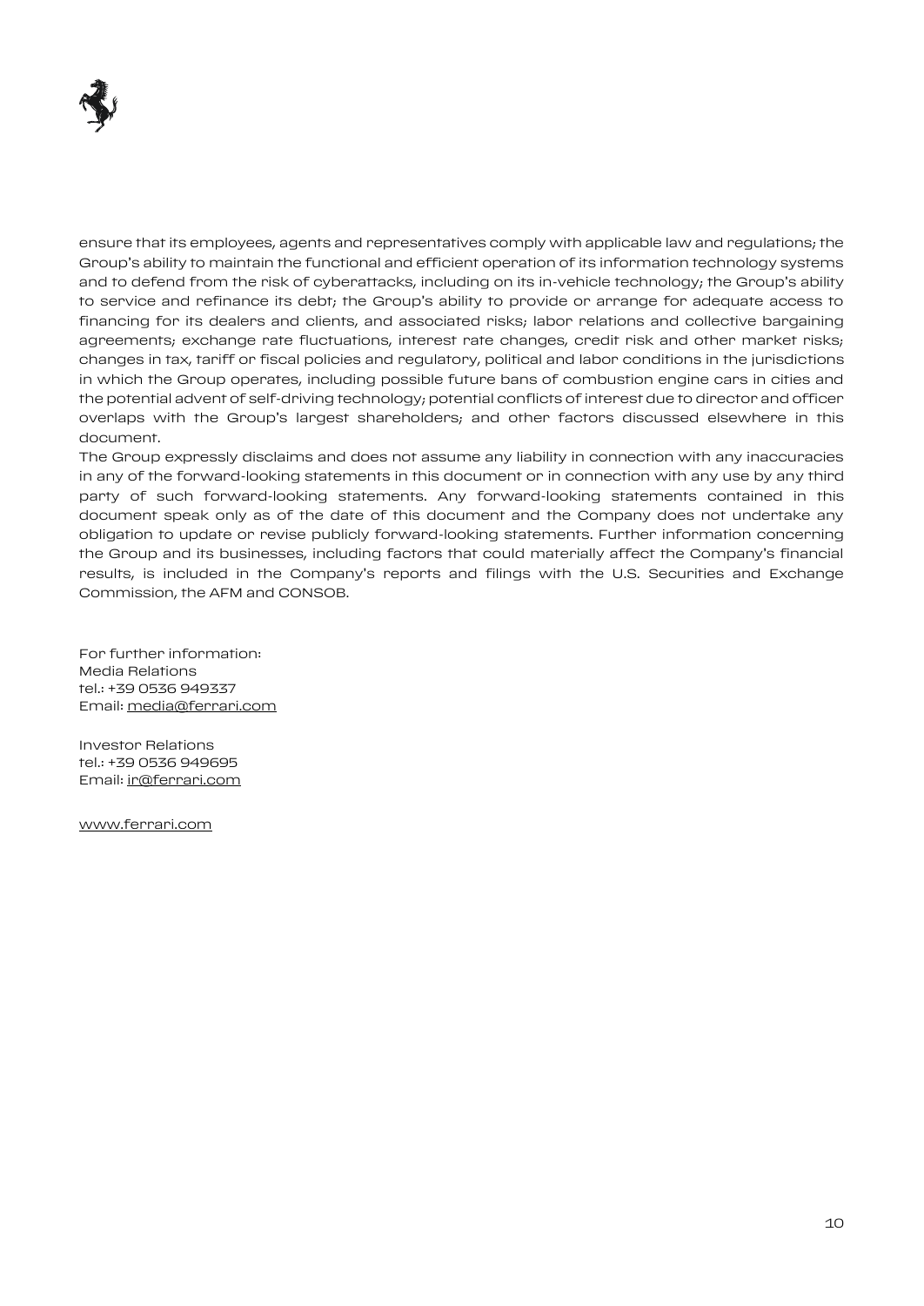ensure that its employees, agents and representatives comply with applicable law and regulations; the Group's ability to maintain the functional and efficient operation of its information technology systems and to defend from the risk of cyberattacks, including on its in-vehicle technology; the Group's ability to service and refinance its debt; the Group's ability to provide or arrange for adequate access to financing for its dealers and clients, and associated risks; labor relations and collective bargaining agreements; exchange rate fluctuations, interest rate changes, credit risk and other market risks; changes in tax, tariff or fiscal policies and regulatory, political and labor conditions in the jurisdictions in which the Group operates, including possible future bans of combustion engine cars in cities and the potential advent of self-driving technology; potential conflicts of interest due to director and officer overlaps with the Group's largest shareholders; and other factors discussed elsewhere in this document.

The Group expressly disclaims and does not assume any liability in connection with any inaccuracies in any of the forward-looking statements in this document or in connection with any use by any third party of such forward-looking statements. Any forward-looking statements contained in this document speak only as of the date of this document and the Company does not undertake any obligation to update or revise publicly forward-looking statements. Further information concerning the Group and its businesses, including factors that could materially affect the Company's financial results, is included in the Company's reports and filings with the U.S. Securities and Exchange Commission, the AFM and CONSOB.

For further information:
Media Relations
tel.: +39 0536 949337
Email: media@ferrari.com

Investor Relations
tel.: +39 0536 949695
Email: ir@ferrari.com

www.ferrari.com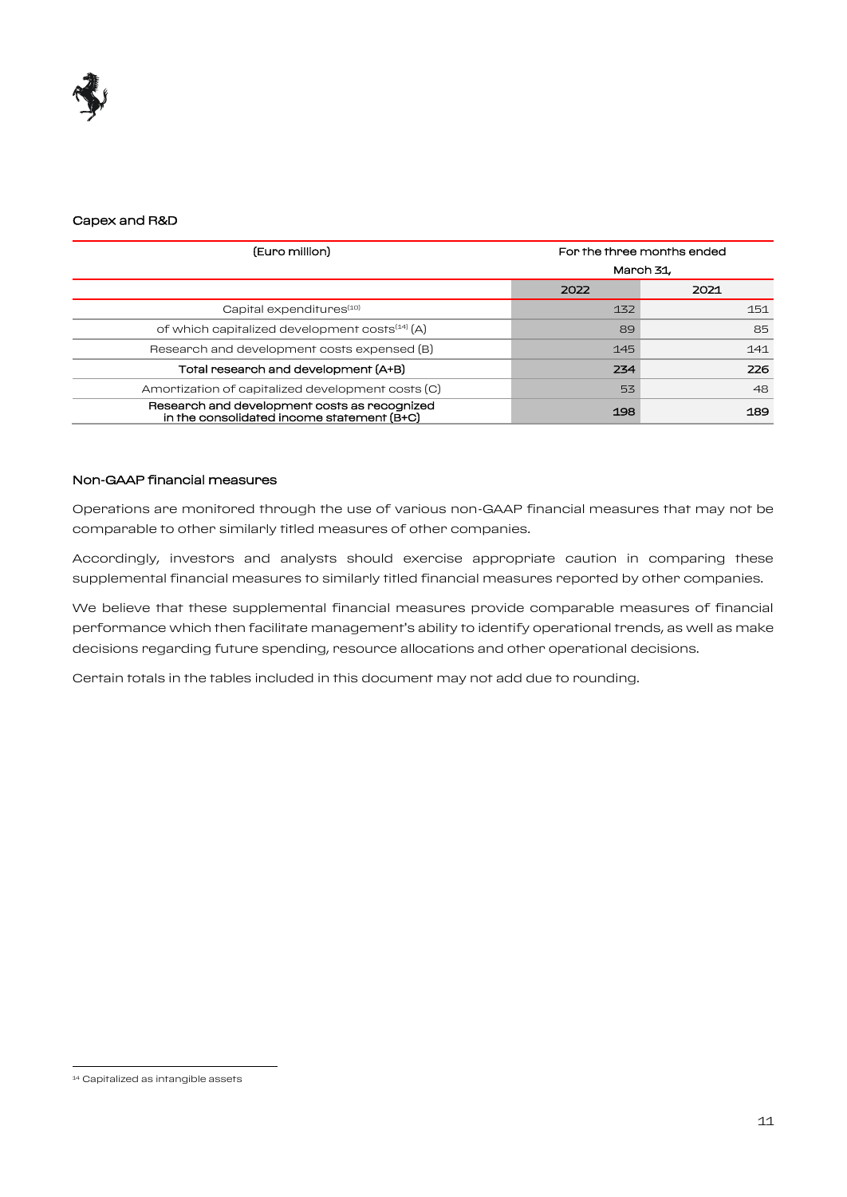### Capex and R&D

| (Euro million) | For the three months ended March 31, | |
|---|---|---|
| | 2022 | 2021 |
| Capital expenditures[10] | 132 | 151 |
| of which capitalized development costs[14] (A) | 89 | 85 |
| Research and development costs expensed (B) | 145 | 141 |
| **Total research and development (A+B)** | **234** | **226** |
| Amortization of capitalized development costs (C) | 53 | 48 |
| **Research and development costs as recognized in the consolidated income statement (B+C)** | **198** | **189** |

### Non-GAAP financial measures

Operations are monitored through the use of various non-GAAP financial measures that may not be comparable to other similarly titled measures of other companies.

Accordingly, investors and analysts should exercise appropriate caution in comparing these supplemental financial measures to similarly titled financial measures reported by other companies.

We believe that these supplemental financial measures provide comparable measures of financial performance which then facilitate management's ability to identify operational trends, as well as make decisions regarding future spending, resource allocations and other operational decisions.

Certain totals in the tables included in this document may not add due to rounding.

---

[14] Capitalized as intangible assets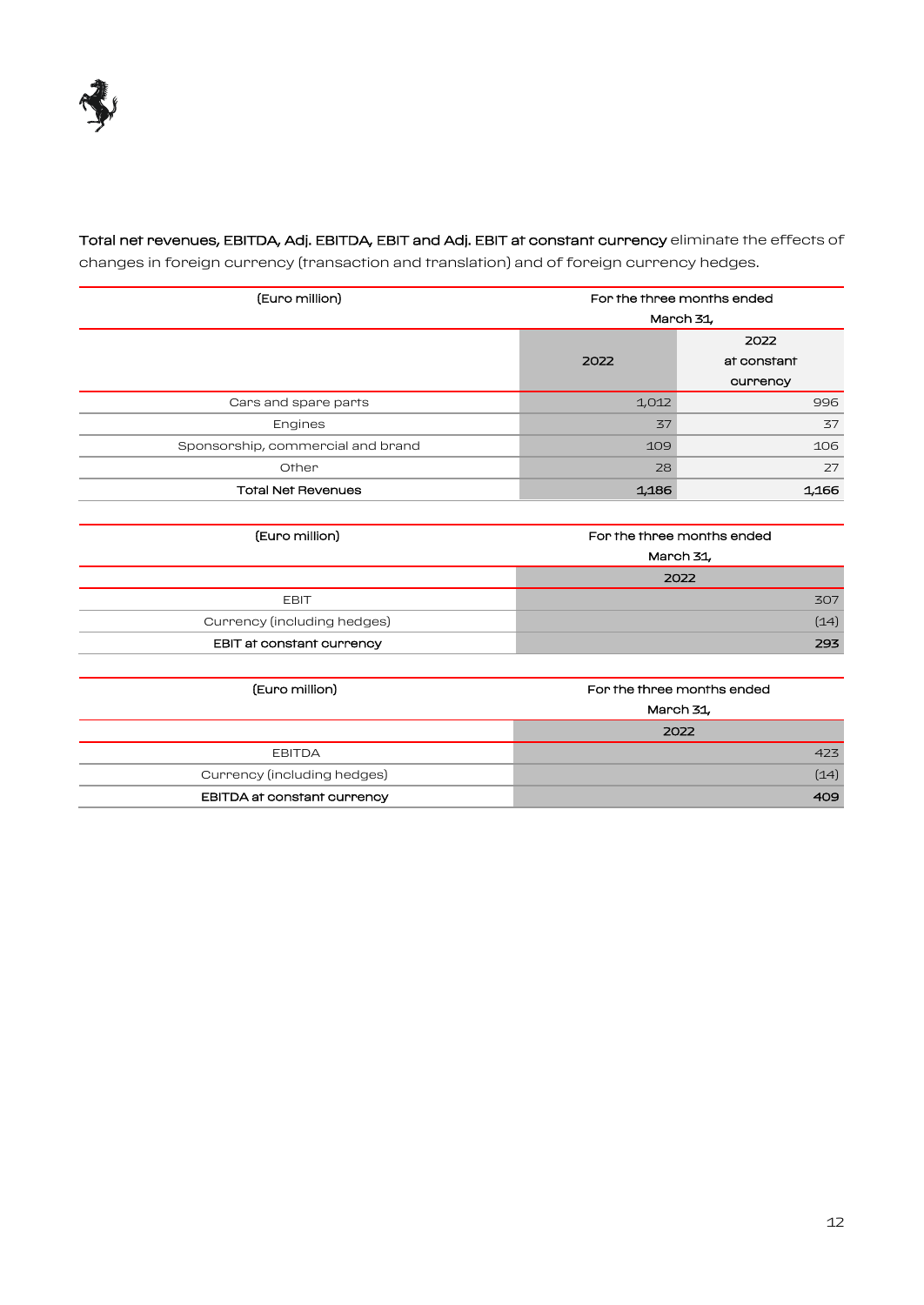**Total net revenues, EBITDA, Adj. EBITDA, EBIT and Adj. EBIT at constant currency** eliminate the effects of changes in foreign currency (transaction and translation) and of foreign currency hedges.

| (Euro million) | For the three months ended March 31, | |
|---|---|---|
| | 2022 | 2022 at constant currency |
| Cars and spare parts | 1,012 | 996 |
| Engines | 37 | 37 |
| Sponsorship, commercial and brand | 109 | 106 |
| Other | 28 | 27 |
| **Total Net Revenues** | **1,186** | **1,166** |

| (Euro million) | For the three months ended March 31, |
|---|---|
| | 2022 |
| EBIT | 307 |
| Currency (including hedges) | (14) |
| **EBIT at constant currency** | **293** |

| (Euro million) | For the three months ended March 31, |
|---|---|
| | 2022 |
| EBITDA | 423 |
| Currency (including hedges) | (14) |
| **EBITDA at constant currency** | **409** |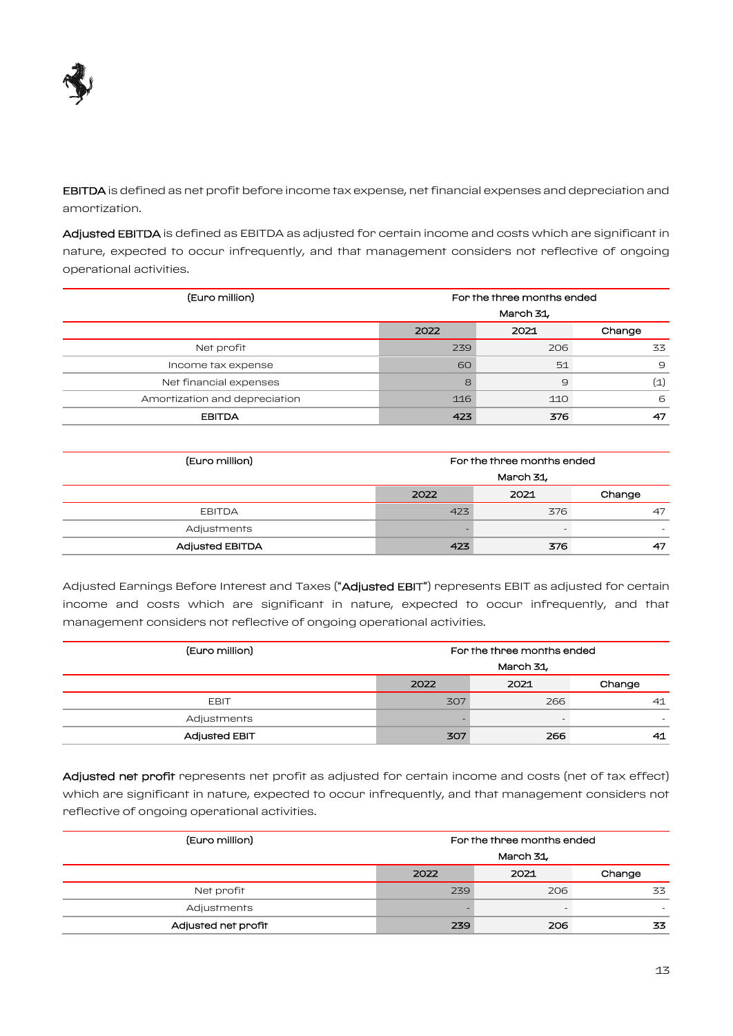**EBITDA** is defined as net profit before income tax expense, net financial expenses and depreciation and amortization.

**Adjusted EBITDA** is defined as EBITDA as adjusted for certain income and costs which are significant in nature, expected to occur infrequently, and that management considers not reflective of ongoing operational activities.

| (Euro million) | For the three months ended March 31, | | |
|---|---|---|---|
| | 2022 | 2021 | Change |
| Net profit | 239 | 206 | 33 |
| Income tax expense | 60 | 51 | 9 |
| Net financial expenses | 8 | 9 | (1) |
| Amortization and depreciation | 116 | 110 | 6 |
| **EBITDA** | **423** | **376** | **47** |

| (Euro million) | For the three months ended March 31, | | |
|---|---|---|---|
| | 2022 | 2021 | Change |
| EBITDA | 423 | 376 | 47 |
| Adjustments | - | - | - |
| **Adjusted EBITDA** | **423** | **376** | **47** |

Adjusted Earnings Before Interest and Taxes ("**Adjusted EBIT**") represents EBIT as adjusted for certain income and costs which are significant in nature, expected to occur infrequently, and that management considers not reflective of ongoing operational activities.

| (Euro million) | For the three months ended March 31, | | |
|---|---|---|---|
| | 2022 | 2021 | Change |
| EBIT | 307 | 266 | 41 |
| Adjustments | - | - | - |
| **Adjusted EBIT** | **307** | **266** | **41** |

**Adjusted net profit** represents net profit as adjusted for certain income and costs (net of tax effect) which are significant in nature, expected to occur infrequently, and that management considers not reflective of ongoing operational activities.

| (Euro million) | For the three months ended March 31, | | |
|---|---|---|---|
| | 2022 | 2021 | Change |
| Net profit | 239 | 206 | 33 |
| Adjustments | - | - | - |
| **Adjusted net profit** | **239** | **206** | **33** |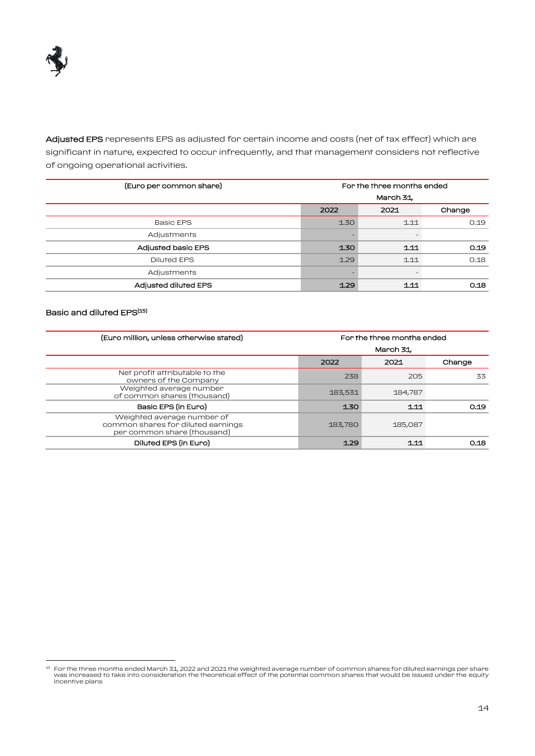**Adjusted EPS** represents EPS as adjusted for certain income and costs (net of tax effect) which are significant in nature, expected to occur infrequently, and that management considers not reflective of ongoing operational activities.

| (Euro per common share) | For the three months ended March 31, | | |
|---|---|---|---|
| | 2022 | 2021 | Change |
| Basic EPS | 1.30 | 1.11 | 0.19 |
| Adjustments | - | - | |
| **Adjusted basic EPS** | **1.30** | **1.11** | **0.19** |
| Diluted EPS | 1.29 | 1.11 | 0.18 |
| Adjustments | - | - | |
| **Adjusted diluted EPS** | **1.29** | **1.11** | **0.18** |

Basic and diluted EPS[15]

| (Euro million, unless otherwise stated) | For the three months ended March 31, | | |
|---|---|---|---|
| | 2022 | 2021 | Change |
| Net profit attributable to the owners of the Company | 238 | 205 | 33 |
| Weighted average number of common shares (thousand) | 183,531 | 184,787 | |
| **Basic EPS (in Euro)** | **1.30** | **1.11** | **0.19** |
| Weighted average number of common shares for diluted earnings per common share (thousand) | 183,780 | 185,087 | |
| **Diluted EPS (in Euro)** | **1.29** | **1.11** | **0.18** |

[15] For the three months ended March 31, 2022 and 2021 the weighted average number of common shares for diluted earnings per share was increased to take into consideration the theoretical effect of the potential common shares that would be issued under the equity incentive plans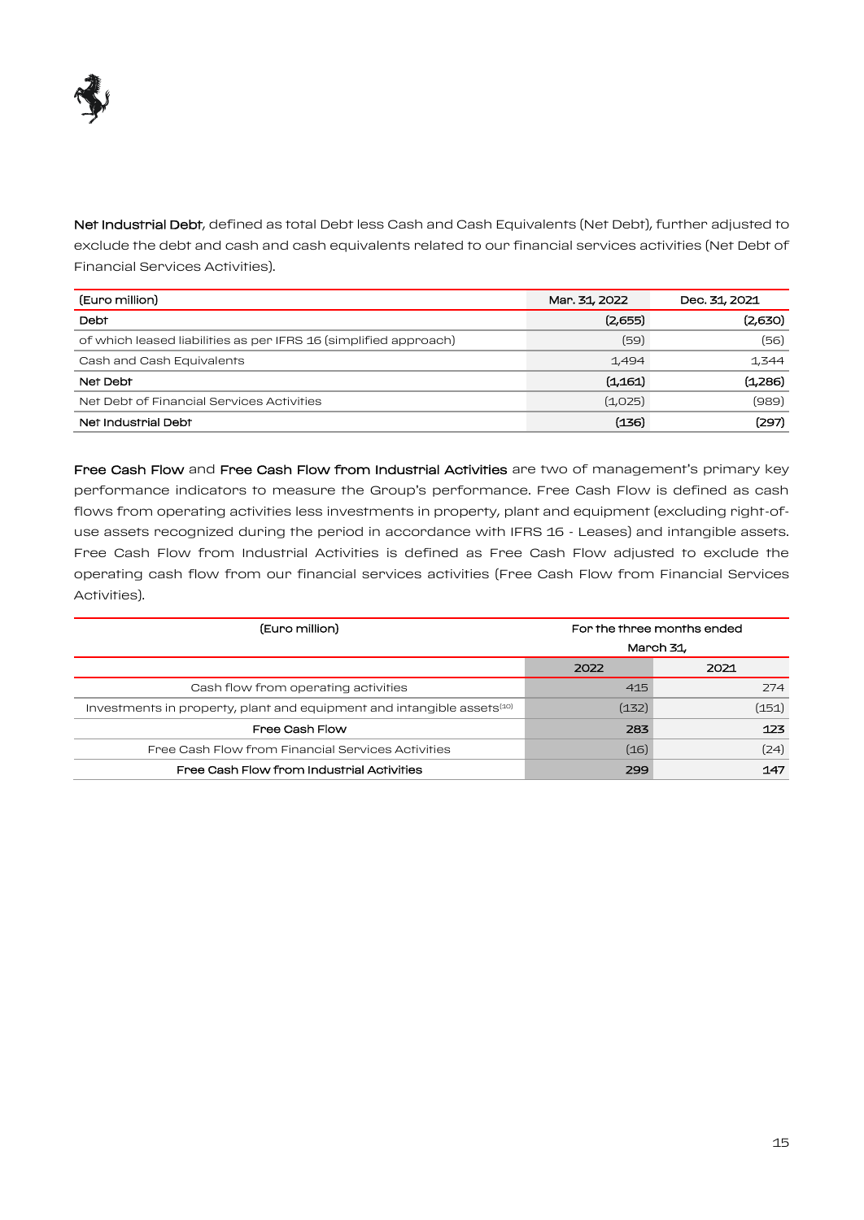**Net Industrial Debt**, defined as total Debt less Cash and Cash Equivalents (Net Debt), further adjusted to exclude the debt and cash and cash equivalents related to our financial services activities (Net Debt of Financial Services Activities).

| (Euro million) | Mar. 31, 2022 | Dec. 31, 2021 |
|---|---|---|
| **Debt** | **(2,655)** | **(2,630)** |
| of which leased liabilities as per IFRS 16 (simplified approach) | (59) | (56) |
| Cash and Cash Equivalents | 1,494 | 1,344 |
| **Net Debt** | **(1,161)** | **(1,286)** |
| Net Debt of Financial Services Activities | (1,025) | (989) |
| **Net Industrial Debt** | **(136)** | **(297)** |

**Free Cash Flow** and **Free Cash Flow from Industrial Activities** are two of management's primary key performance indicators to measure the Group's performance. Free Cash Flow is defined as cash flows from operating activities less investments in property, plant and equipment (excluding right-of-use assets recognized during the period in accordance with IFRS 16 - Leases) and intangible assets. Free Cash Flow from Industrial Activities is defined as Free Cash Flow adjusted to exclude the operating cash flow from our financial services activities (Free Cash Flow from Financial Services Activities).

| (Euro million) | For the three months ended March 31, | |
|---|---|---|
| | 2022 | 2021 |
| Cash flow from operating activities | 415 | 274 |
| Investments in property, plant and equipment and intangible assets[10] | (132) | (151) |
| **Free Cash Flow** | **283** | **123** |
| Free Cash Flow from Financial Services Activities | (16) | (24) |
| **Free Cash Flow from Industrial Activities** | **299** | **147** |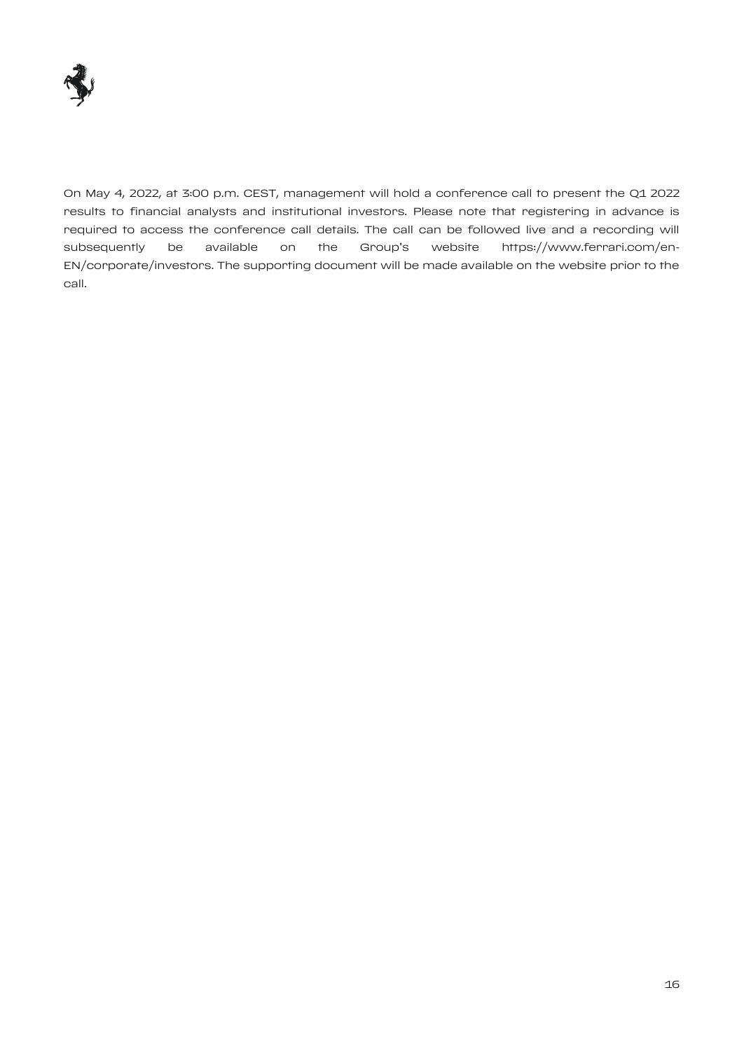On May 4, 2022, at 3:00 p.m. CEST, management will hold a conference call to present the Q1 2022 results to financial analysts and institutional investors. Please note that registering in advance is required to access the conference call details. The call can be followed live and a recording will subsequently be available on the Group's website https://www.ferrari.com/en-EN/corporate/investors. The supporting document will be made available on the website prior to the call.